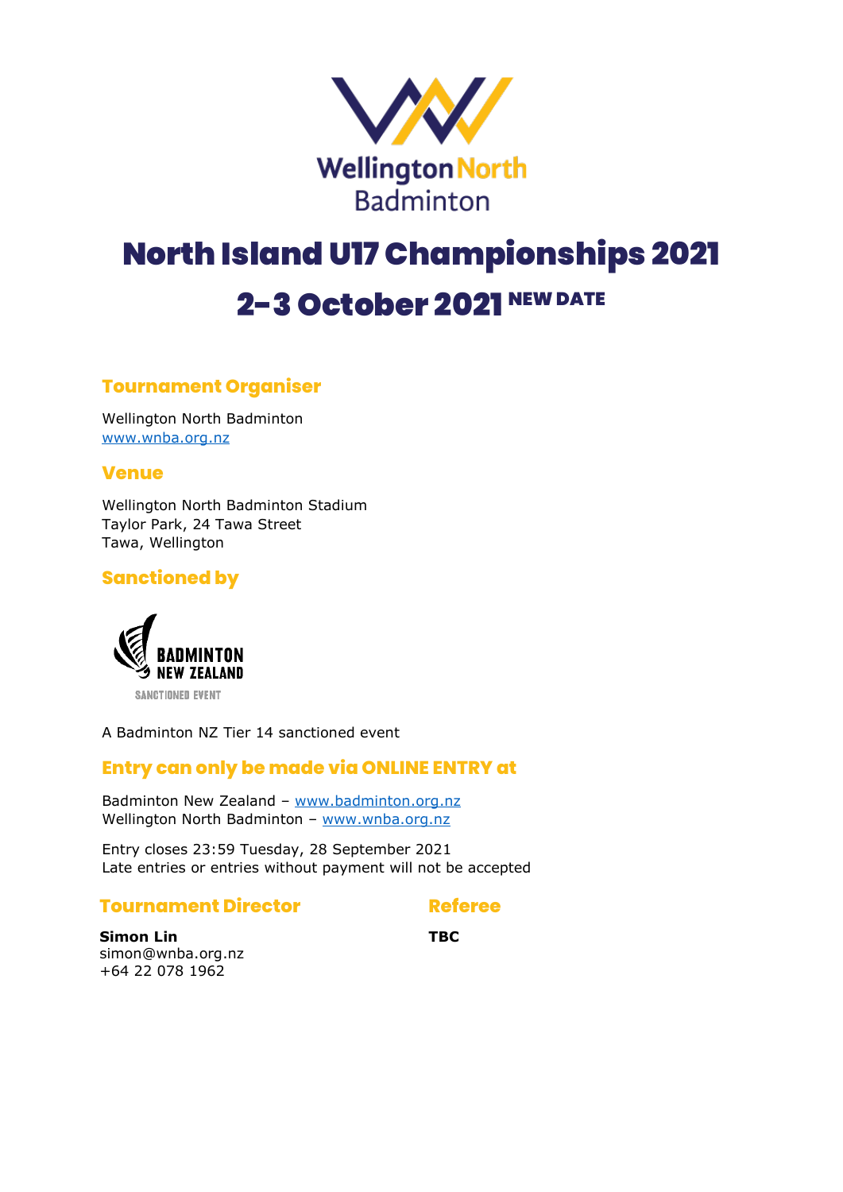Wellington North Badminton

# North Island U17 Championships 2021

# 2–3 October 2021 NEW DATE

## Tournament Organiser

Wellington North Badminton
www.wnba.org.nz

## Venue

Wellington North Badminton Stadium
Taylor Park, 24 Tawa Street
Tawa, Wellington

## Sanctioned by

BADMINTON NEW ZEALAND
SANCTIONED EVENT

A Badminton NZ Tier 14 sanctioned event

## Entry can only be made via ONLINE ENTRY at

Badminton New Zealand – www.badminton.org.nz
Wellington North Badminton – www.wnba.org.nz

Entry closes 23:59 Tuesday, 28 September 2021
Late entries or entries without payment will not be accepted

## Tournament Director

**Simon Lin**
simon@wnba.org.nz
+64 22 078 1962

## Referee

**TBC**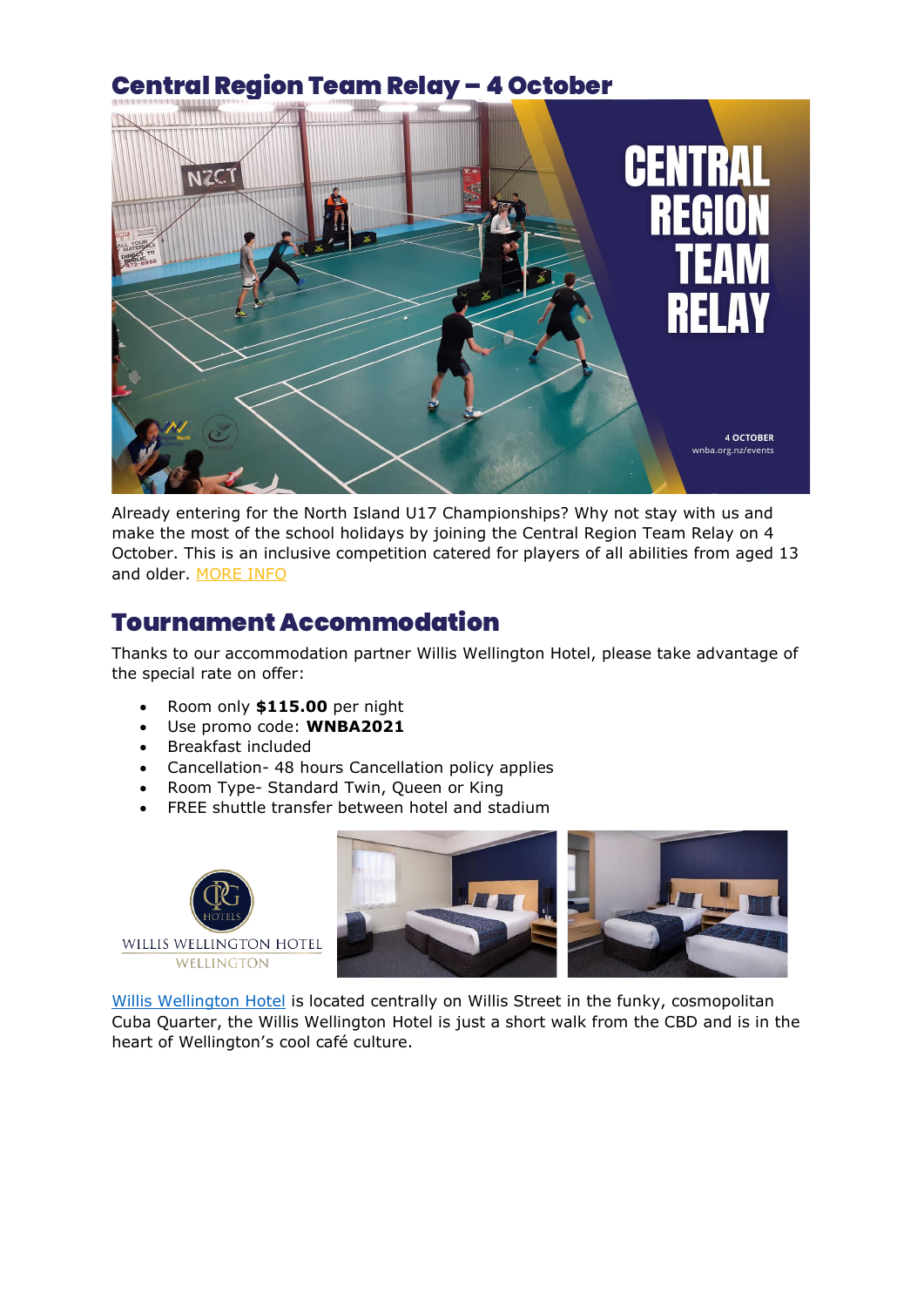## Central Region Team Relay – 4 October

Already entering for the North Island U17 Championships? Why not stay with us and make the most of the school holidays by joining the Central Region Team Relay on 4 October. This is an inclusive competition catered for players of all abilities from aged 13 and older. MORE INFO

## Tournament Accommodation

Thanks to our accommodation partner Willis Wellington Hotel, please take advantage of the special rate on offer:

- Room only **$115.00** per night
- Use promo code: **WNBA2021**
- Breakfast included
- Cancellation- 48 hours Cancellation policy applies
- Room Type- Standard Twin, Queen or King
- FREE shuttle transfer between hotel and stadium

Willis Wellington Hotel is located centrally on Willis Street in the funky, cosmopolitan Cuba Quarter, the Willis Wellington Hotel is just a short walk from the CBD and is in the heart of Wellington's cool café culture.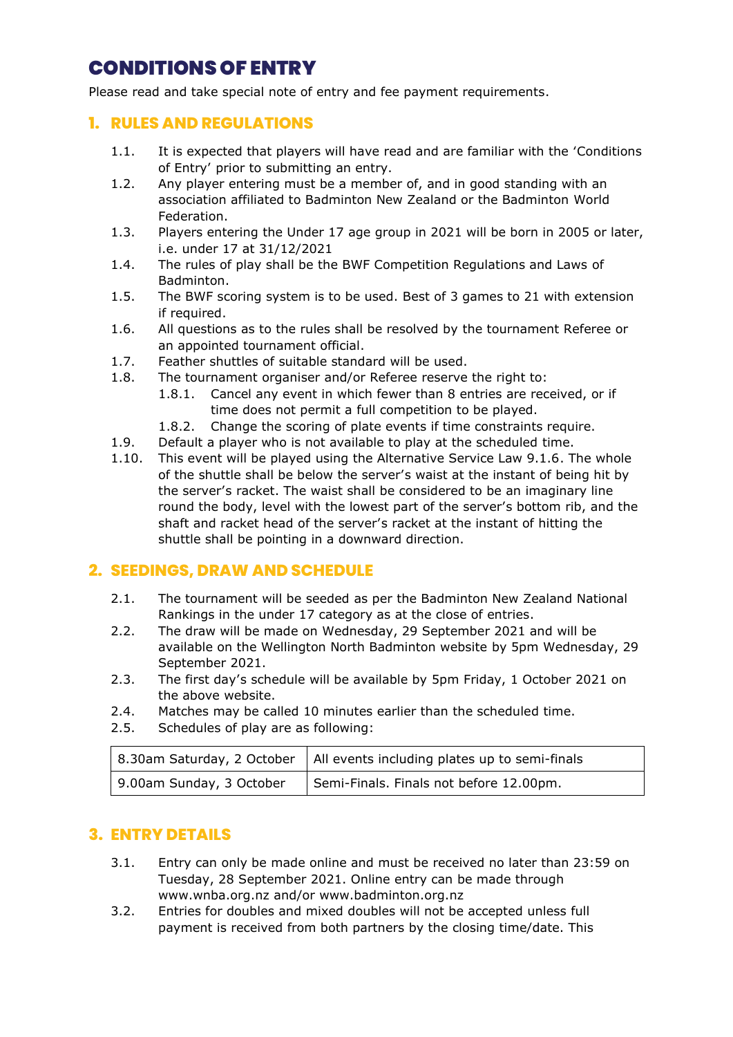# CONDITIONS OF ENTRY

Please read and take special note of entry and fee payment requirements.

## 1. RULES AND REGULATIONS

- 1.1. It is expected that players will have read and are familiar with the 'Conditions of Entry' prior to submitting an entry.
- 1.2. Any player entering must be a member of, and in good standing with an association affiliated to Badminton New Zealand or the Badminton World Federation.
- 1.3. Players entering the Under 17 age group in 2021 will be born in 2005 or later, i.e. under 17 at 31/12/2021
- 1.4. The rules of play shall be the BWF Competition Regulations and Laws of Badminton.
- 1.5. The BWF scoring system is to be used. Best of 3 games to 21 with extension if required.
- 1.6. All questions as to the rules shall be resolved by the tournament Referee or an appointed tournament official.
- 1.7. Feather shuttles of suitable standard will be used.
- 1.8. The tournament organiser and/or Referee reserve the right to:
  - 1.8.1. Cancel any event in which fewer than 8 entries are received, or if time does not permit a full competition to be played.
  - 1.8.2. Change the scoring of plate events if time constraints require.
- 1.9. Default a player who is not available to play at the scheduled time.
- 1.10. This event will be played using the Alternative Service Law 9.1.6. The whole of the shuttle shall be below the server's waist at the instant of being hit by the server's racket. The waist shall be considered to be an imaginary line round the body, level with the lowest part of the server's bottom rib, and the shaft and racket head of the server's racket at the instant of hitting the shuttle shall be pointing in a downward direction.

## 2. SEEDINGS, DRAW AND SCHEDULE

- 2.1. The tournament will be seeded as per the Badminton New Zealand National Rankings in the under 17 category as at the close of entries.
- 2.2. The draw will be made on Wednesday, 29 September 2021 and will be available on the Wellington North Badminton website by 5pm Wednesday, 29 September 2021.
- 2.3. The first day's schedule will be available by 5pm Friday, 1 October 2021 on the above website.
- 2.4. Matches may be called 10 minutes earlier than the scheduled time.
- 2.5. Schedules of play are as following:

| | |
|---|---|
| 8.30am Saturday, 2 October | All events including plates up to semi-finals |
| 9.00am Sunday, 3 October | Semi-Finals. Finals not before 12.00pm. |

## 3. ENTRY DETAILS

- 3.1. Entry can only be made online and must be received no later than 23:59 on Tuesday, 28 September 2021. Online entry can be made through www.wnba.org.nz and/or www.badminton.org.nz
- 3.2. Entries for doubles and mixed doubles will not be accepted unless full payment is received from both partners by the closing time/date. This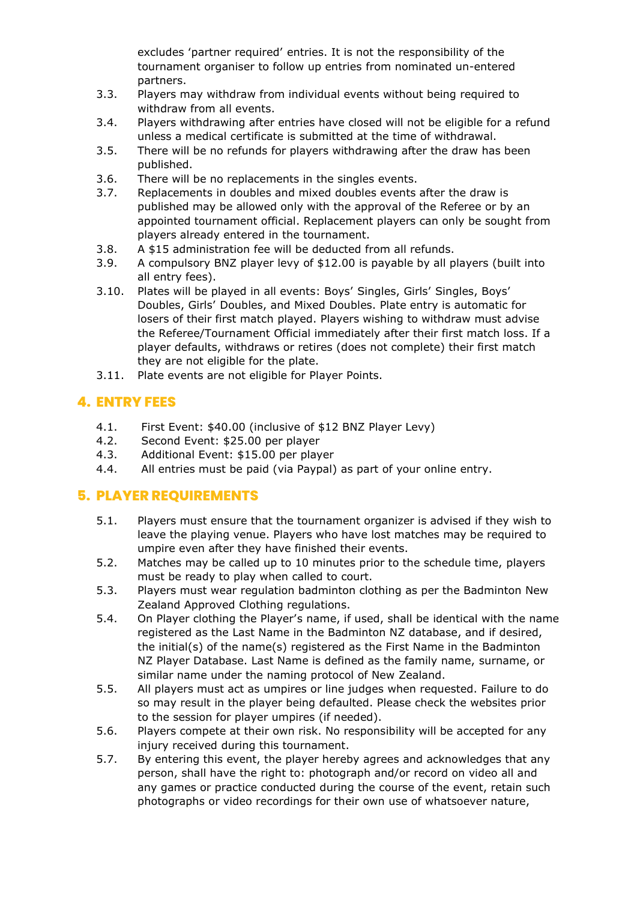excludes ‘partner required’ entries. It is not the responsibility of the tournament organiser to follow up entries from nominated un-entered partners.

3.3. Players may withdraw from individual events without being required to withdraw from all events.

3.4. Players withdrawing after entries have closed will not be eligible for a refund unless a medical certificate is submitted at the time of withdrawal.

3.5. There will be no refunds for players withdrawing after the draw has been published.

3.6. There will be no replacements in the singles events.

3.7. Replacements in doubles and mixed doubles events after the draw is published may be allowed only with the approval of the Referee or by an appointed tournament official. Replacement players can only be sought from players already entered in the tournament.

3.8. A $15 administration fee will be deducted from all refunds.

3.9. A compulsory BNZ player levy of $12.00 is payable by all players (built into all entry fees).

3.10. Plates will be played in all events: Boys’ Singles, Girls’ Singles, Boys’ Doubles, Girls’ Doubles, and Mixed Doubles. Plate entry is automatic for losers of their first match played. Players wishing to withdraw must advise the Referee/Tournament Official immediately after their first match loss. If a player defaults, withdraws or retires (does not complete) their first match they are not eligible for the plate.

3.11. Plate events are not eligible for Player Points.

## 4. ENTRY FEES

4.1. First Event: $40.00 (inclusive of $12 BNZ Player Levy)

4.2. Second Event: $25.00 per player

4.3. Additional Event: $15.00 per player

4.4. All entries must be paid (via Paypal) as part of your online entry.

## 5. PLAYER REQUIREMENTS

5.1. Players must ensure that the tournament organizer is advised if they wish to leave the playing venue. Players who have lost matches may be required to umpire even after they have finished their events.

5.2. Matches may be called up to 10 minutes prior to the schedule time, players must be ready to play when called to court.

5.3. Players must wear regulation badminton clothing as per the Badminton New Zealand Approved Clothing regulations.

5.4. On Player clothing the Player’s name, if used, shall be identical with the name registered as the Last Name in the Badminton NZ database, and if desired, the initial(s) of the name(s) registered as the First Name in the Badminton NZ Player Database. Last Name is defined as the family name, surname, or similar name under the naming protocol of New Zealand.

5.5. All players must act as umpires or line judges when requested. Failure to do so may result in the player being defaulted. Please check the websites prior to the session for player umpires (if needed).

5.6. Players compete at their own risk. No responsibility will be accepted for any injury received during this tournament.

5.7. By entering this event, the player hereby agrees and acknowledges that any person, shall have the right to: photograph and/or record on video all and any games or practice conducted during the course of the event, retain such photographs or video recordings for their own use of whatsoever nature,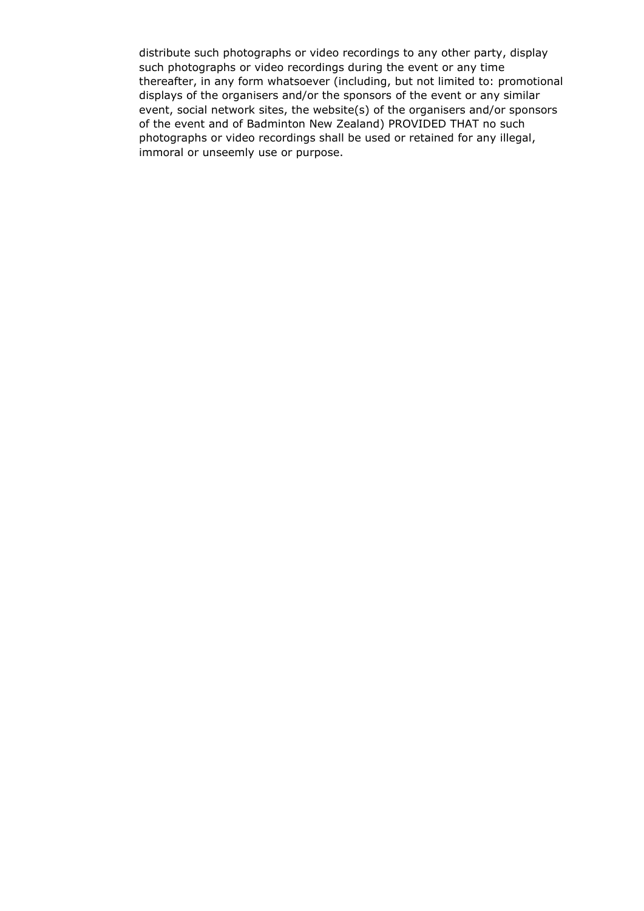distribute such photographs or video recordings to any other party, display such photographs or video recordings during the event or any time thereafter, in any form whatsoever (including, but not limited to: promotional displays of the organisers and/or the sponsors of the event or any similar event, social network sites, the website(s) of the organisers and/or sponsors of the event and of Badminton New Zealand) PROVIDED THAT no such photographs or video recordings shall be used or retained for any illegal, immoral or unseemly use or purpose.